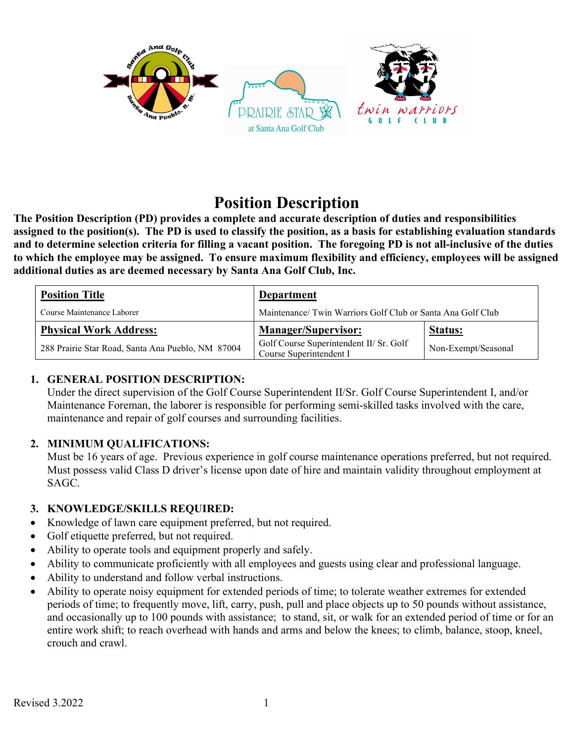# Position Description

**The Position Description (PD) provides a complete and accurate description of duties and responsibilities assigned to the position(s). The PD is used to classify the position, as a basis for establishing evaluation standards and to determine selection criteria for filling a vacant position. The foregoing PD is not all-inclusive of the duties to which the employee may be assigned. To ensure maximum flexibility and efficiency, employees will be assigned additional duties as are deemed necessary by Santa Ana Golf Club, Inc.**

| **Position Title** | **Department** | |
|---|---|---|
| Course Maintenance Laborer | Maintenance/ Twin Warriors Golf Club or Santa Ana Golf Club | |
| **Physical Work Address:** | **Manager/Supervisor:** | **Status:** |
| 288 Prairie Star Road, Santa Ana Pueblo, NM 87004 | Golf Course Superintendent II/ Sr. Golf Course Superintendent I | Non-Exempt/Seasonal |

1. **GENERAL POSITION DESCRIPTION:**
   Under the direct supervision of the Golf Course Superintendent II/Sr. Golf Course Superintendent I, and/or Maintenance Foreman, the laborer is responsible for performing semi-skilled tasks involved with the care, maintenance and repair of golf courses and surrounding facilities.

2. **MINIMUM QUALIFICATIONS:**
   Must be 16 years of age. Previous experience in golf course maintenance operations preferred, but not required. Must possess valid Class D driver's license upon date of hire and maintain validity throughout employment at SAGC.

3. **KNOWLEDGE/SKILLS REQUIRED:**

- Knowledge of lawn care equipment preferred, but not required.
- Golf etiquette preferred, but not required.
- Ability to operate tools and equipment properly and safely.
- Ability to communicate proficiently with all employees and guests using clear and professional language.
- Ability to understand and follow verbal instructions.
- Ability to operate noisy equipment for extended periods of time; to tolerate weather extremes for extended periods of time; to frequently move, lift, carry, push, pull and place objects up to 50 pounds without assistance, and occasionally up to 100 pounds with assistance; to stand, sit, or walk for an extended period of time or for an entire work shift; to reach overhead with hands and arms and below the knees; to climb, balance, stoop, kneel, crouch and crawl.

Revised 3.2022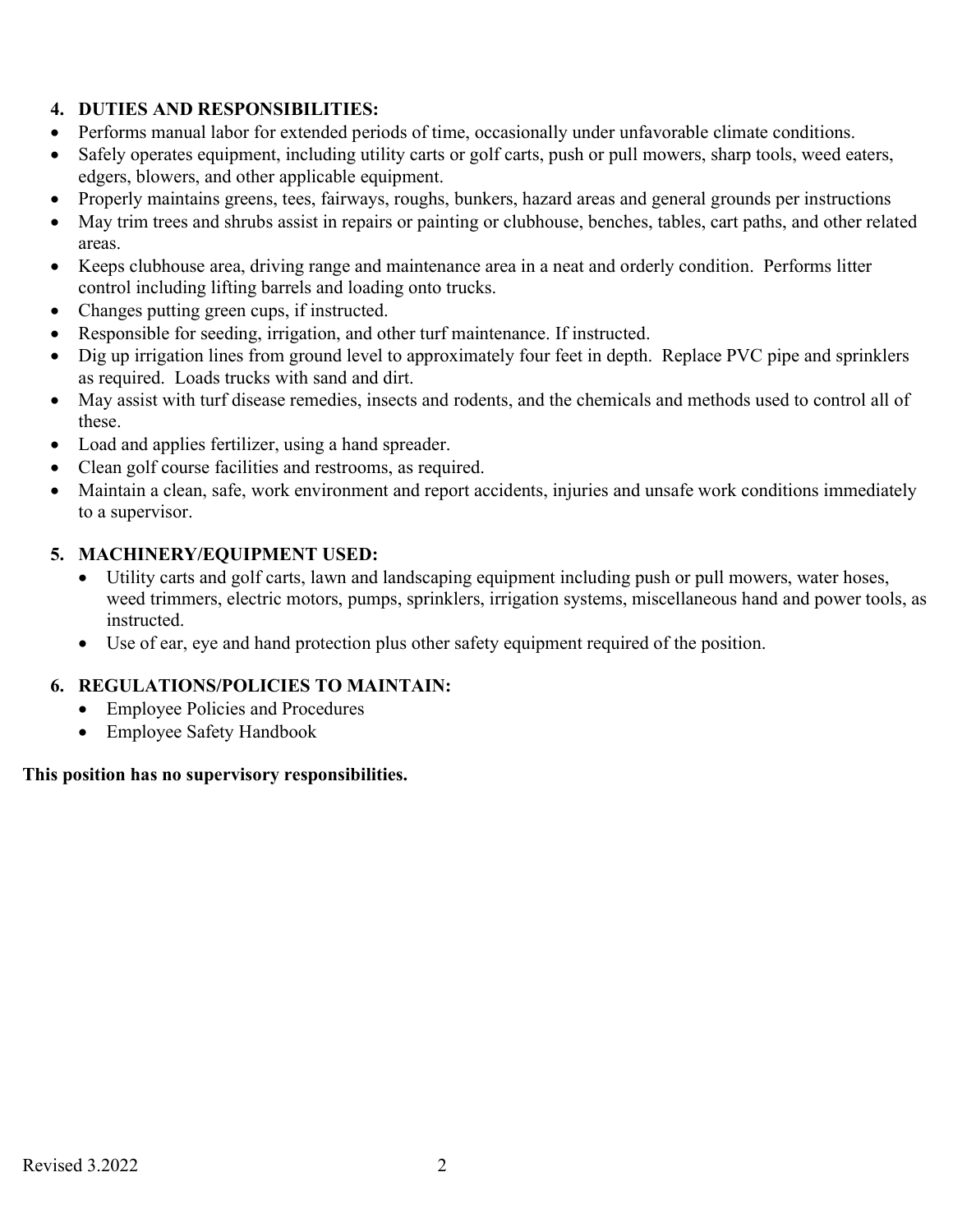**4. DUTIES AND RESPONSIBILITIES:**

- Performs manual labor for extended periods of time, occasionally under unfavorable climate conditions.
- Safely operates equipment, including utility carts or golf carts, push or pull mowers, sharp tools, weed eaters, edgers, blowers, and other applicable equipment.
- Properly maintains greens, tees, fairways, roughs, bunkers, hazard areas and general grounds per instructions
- May trim trees and shrubs assist in repairs or painting or clubhouse, benches, tables, cart paths, and other related areas.
- Keeps clubhouse area, driving range and maintenance area in a neat and orderly condition. Performs litter control including lifting barrels and loading onto trucks.
- Changes putting green cups, if instructed.
- Responsible for seeding, irrigation, and other turf maintenance. If instructed.
- Dig up irrigation lines from ground level to approximately four feet in depth. Replace PVC pipe and sprinklers as required. Loads trucks with sand and dirt.
- May assist with turf disease remedies, insects and rodents, and the chemicals and methods used to control all of these.
- Load and applies fertilizer, using a hand spreader.
- Clean golf course facilities and restrooms, as required.
- Maintain a clean, safe, work environment and report accidents, injuries and unsafe work conditions immediately to a supervisor.

**5. MACHINERY/EQUIPMENT USED:**

- Utility carts and golf carts, lawn and landscaping equipment including push or pull mowers, water hoses, weed trimmers, electric motors, pumps, sprinklers, irrigation systems, miscellaneous hand and power tools, as instructed.
- Use of ear, eye and hand protection plus other safety equipment required of the position.

**6. REGULATIONS/POLICIES TO MAINTAIN:**

- Employee Policies and Procedures
- Employee Safety Handbook

**This position has no supervisory responsibilities.**

Revised 3.2022